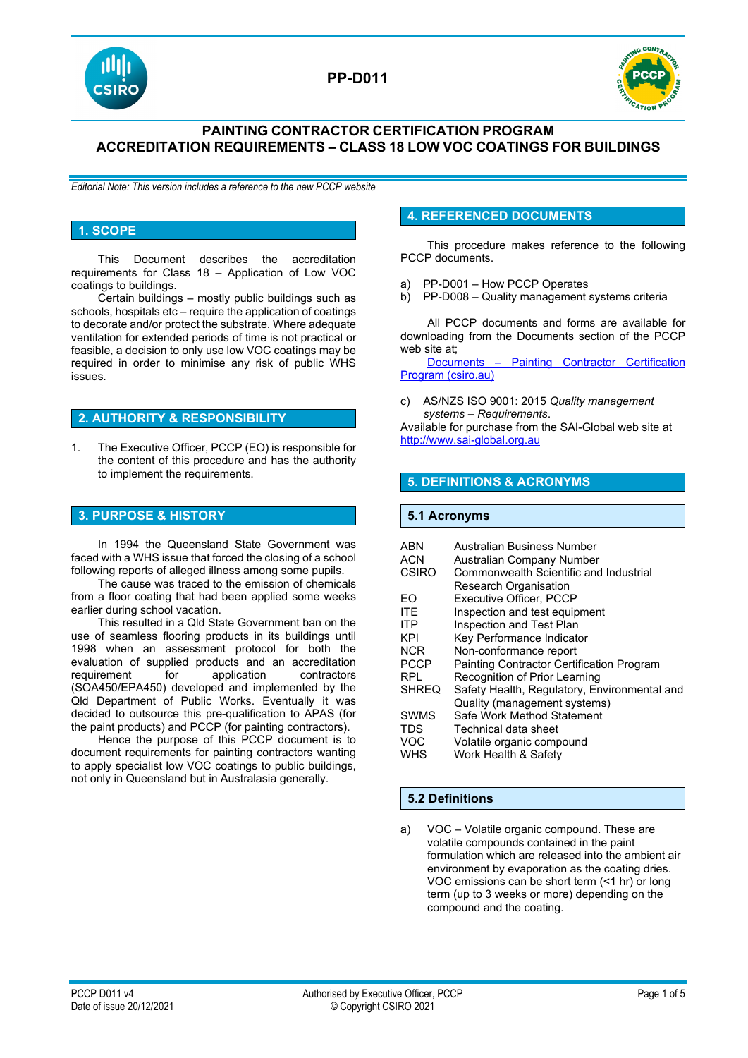# PP-D011

## PAINTING CONTRACTOR CERTIFICATION PROGRAM
## ACCREDITATION REQUIREMENTS – CLASS 18 LOW VOC COATINGS FOR BUILDINGS

*Editorial Note: This version includes a reference to the new PCCP website*

## 1. SCOPE

This Document describes the accreditation requirements for Class 18 – Application of Low VOC coatings to buildings.

Certain buildings – mostly public buildings such as schools, hospitals etc – require the application of coatings to decorate and/or protect the substrate. Where adequate ventilation for extended periods of time is not practical or feasible, a decision to only use low VOC coatings may be required in order to minimise any risk of public WHS issues.

## 2. AUTHORITY & RESPONSIBILITY

1. The Executive Officer, PCCP (EO) is responsible for the content of this procedure and has the authority to implement the requirements.

## 3. PURPOSE & HISTORY

In 1994 the Queensland State Government was faced with a WHS issue that forced the closing of a school following reports of alleged illness among some pupils.

The cause was traced to the emission of chemicals from a floor coating that had been applied some weeks earlier during school vacation.

This resulted in a Qld State Government ban on the use of seamless flooring products in its buildings until 1998 when an assessment protocol for both the evaluation of supplied products and an accreditation requirement for application contractors (SOA450/EPA450) developed and implemented by the Qld Department of Public Works. Eventually it was decided to outsource this pre-qualification to APAS (for the paint products) and PCCP (for painting contractors).

Hence the purpose of this PCCP document is to document requirements for painting contractors wanting to apply specialist low VOC coatings to public buildings, not only in Queensland but in Australasia generally.

## 4. REFERENCED DOCUMENTS

This procedure makes reference to the following PCCP documents.

a) PP-D001 – How PCCP Operates
b) PP-D008 – Quality management systems criteria

All PCCP documents and forms are available for downloading from the Documents section of the PCCP web site at;
[Documents – Painting Contractor Certification Program (csiro.au)]

c) AS/NZS ISO 9001: 2015 *Quality management systems – Requirements*.
Available for purchase from the SAI-Global web site at http://www.sai-global.org.au

## 5. DEFINITIONS & ACRONYMS

### 5.1 Acronyms

| | |
|---|---|
| ABN | Australian Business Number |
| ACN | Australian Company Number |
| CSIRO | Commonwealth Scientific and Industrial Research Organisation |
| EO | Executive Officer, PCCP |
| ITE | Inspection and test equipment |
| ITP | Inspection and Test Plan |
| KPI | Key Performance Indicator |
| NCR | Non-conformance report |
| PCCP | Painting Contractor Certification Program |
| RPL | Recognition of Prior Learning |
| SHREQ | Safety Health, Regulatory, Environmental and Quality (management systems) |
| SWMS | Safe Work Method Statement |
| TDS | Technical data sheet |
| VOC | Volatile organic compound |
| WHS | Work Health & Safety |

### 5.2 Definitions

a) VOC – Volatile organic compound. These are volatile compounds contained in the paint formulation which are released into the ambient air environment by evaporation as the coating dries. VOC emissions can be short term (<1 hr) or long term (up to 3 weeks or more) depending on the compound and the coating.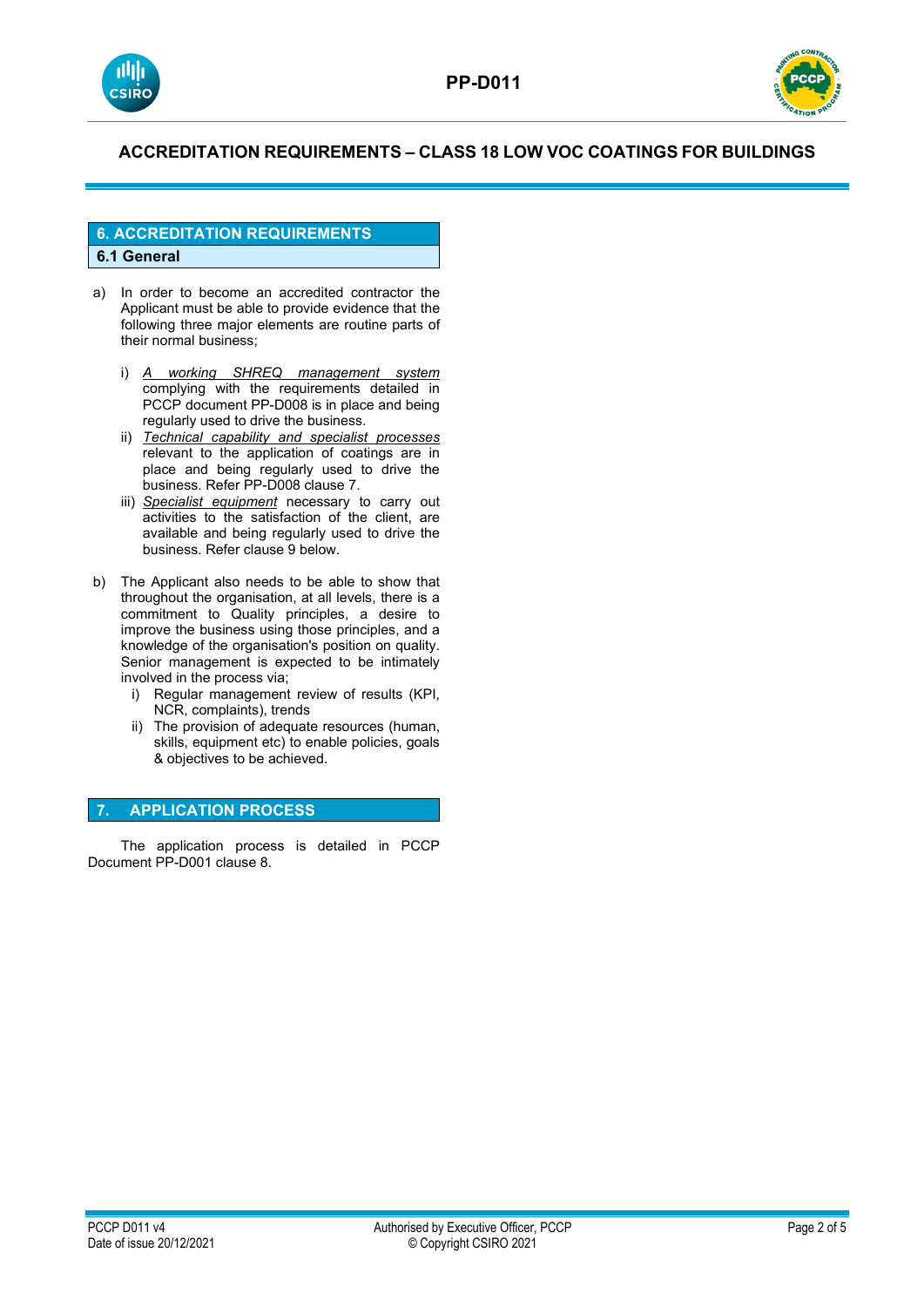## 6. ACCREDITATION REQUIREMENTS

### 6.1 General

a) In order to become an accredited contractor the Applicant must be able to provide evidence that the following three major elements are routine parts of their normal business;

   i) *A working SHREQ management system* complying with the requirements detailed in PCCP document PP-D008 is in place and being regularly used to drive the business.
   
   ii) *Technical capability and specialist processes* relevant to the application of coatings are in place and being regularly used to drive the business. Refer PP-D008 clause 7.
   
   iii) *Specialist equipment* necessary to carry out activities to the satisfaction of the client, are available and being regularly used to drive the business. Refer clause 9 below.

b) The Applicant also needs to be able to show that throughout the organisation, at all levels, there is a commitment to Quality principles, a desire to improve the business using those principles, and a knowledge of the organisation's position on quality. Senior management is expected to be intimately involved in the process via;

   i) Regular management review of results (KPI, NCR, complaints), trends
   
   ii) The provision of adequate resources (human, skills, equipment etc) to enable policies, goals & objectives to be achieved.

## 7. APPLICATION PROCESS

The application process is detailed in PCCP Document PP-D001 clause 8.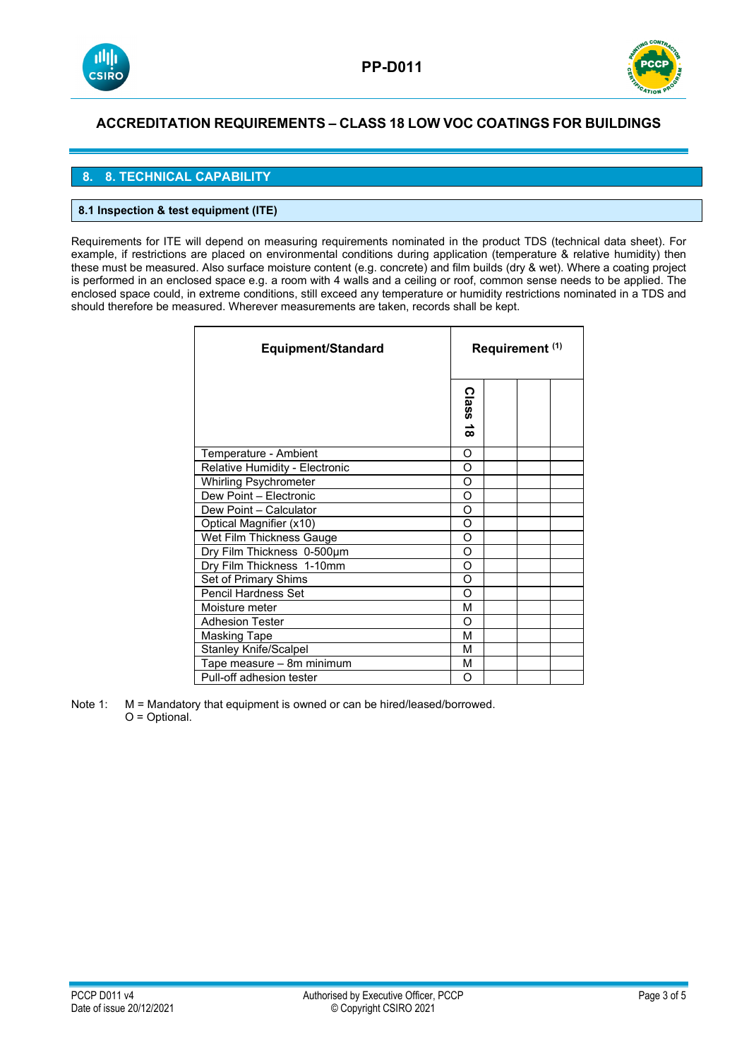# ACCREDITATION REQUIREMENTS – CLASS 18 LOW VOC COATINGS FOR BUILDINGS

## 8. 8. TECHNICAL CAPABILITY

### 8.1 Inspection & test equipment (ITE)

Requirements for ITE will depend on measuring requirements nominated in the product TDS (technical data sheet). For example, if restrictions are placed on environmental conditions during application (temperature & relative humidity) then these must be measured. Also surface moisture content (e.g. concrete) and film builds (dry & wet). Where a coating project is performed in an enclosed space e.g. a room with 4 walls and a ceiling or roof, common sense needs to be applied. The enclosed space could, in extreme conditions, still exceed any temperature or humidity restrictions nominated in a TDS and should therefore be measured. Wherever measurements are taken, records shall be kept.

| Equipment/Standard | Requirement [1] | | | |
|---|---|---|---|---|
| | Class 18 | | | |
| Temperature - Ambient | O | | | |
| Relative Humidity - Electronic | O | | | |
| Whirling Psychrometer | O | | | |
| Dew Point – Electronic | O | | | |
| Dew Point – Calculator | O | | | |
| Optical Magnifier (x10) | O | | | |
| Wet Film Thickness Gauge | O | | | |
| Dry Film Thickness 0-500µm | O | | | |
| Dry Film Thickness 1-10mm | O | | | |
| Set of Primary Shims | O | | | |
| Pencil Hardness Set | O | | | |
| Moisture meter | M | | | |
| Adhesion Tester | O | | | |
| Masking Tape | M | | | |
| Stanley Knife/Scalpel | M | | | |
| Tape measure – 8m minimum | M | | | |
| Pull-off adhesion tester | O | | | |

Note 1: M = Mandatory that equipment is owned or can be hired/leased/borrowed.
O = Optional.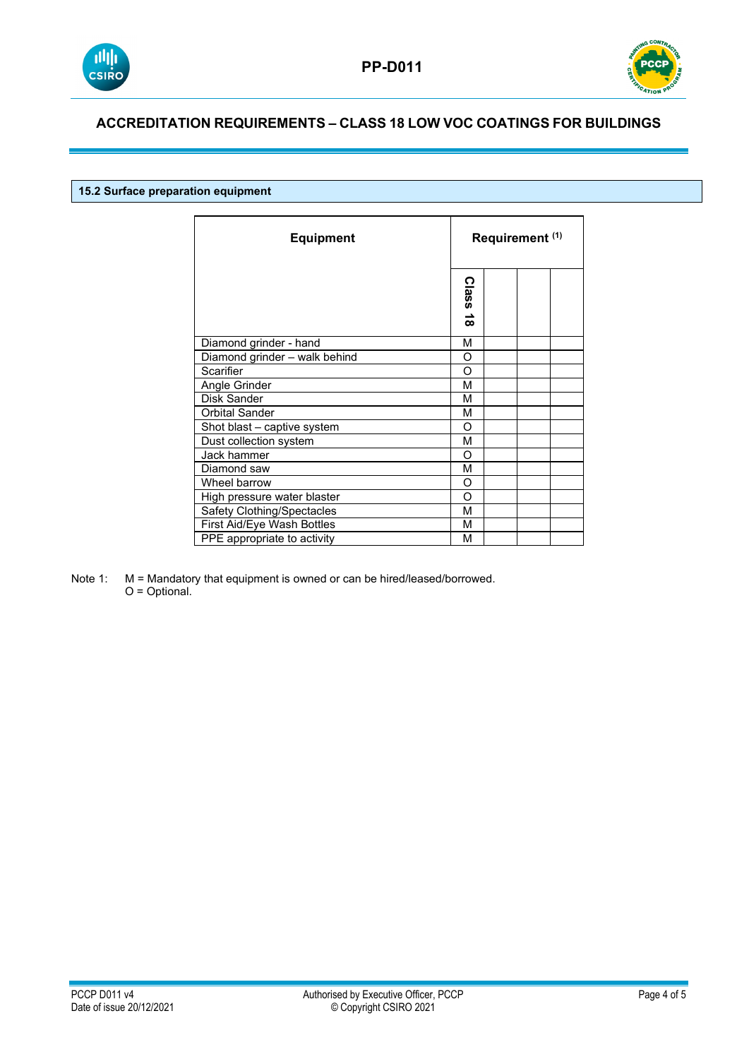### 15.2 Surface preparation equipment

| Equipment | Requirement [1] | | | |
|---|---|---|---|---|
| | Class 18 | | | |
| Diamond grinder - hand | M | | | |
| Diamond grinder – walk behind | O | | | |
| Scarifier | O | | | |
| Angle Grinder | M | | | |
| Disk Sander | M | | | |
| Orbital Sander | M | | | |
| Shot blast – captive system | O | | | |
| Dust collection system | M | | | |
| Jack hammer | O | | | |
| Diamond saw | M | | | |
| Wheel barrow | O | | | |
| High pressure water blaster | O | | | |
| Safety Clothing/Spectacles | M | | | |
| First Aid/Eye Wash Bottles | M | | | |
| PPE appropriate to activity | M | | | |

Note 1: M = Mandatory that equipment is owned or can be hired/leased/borrowed.
O = Optional.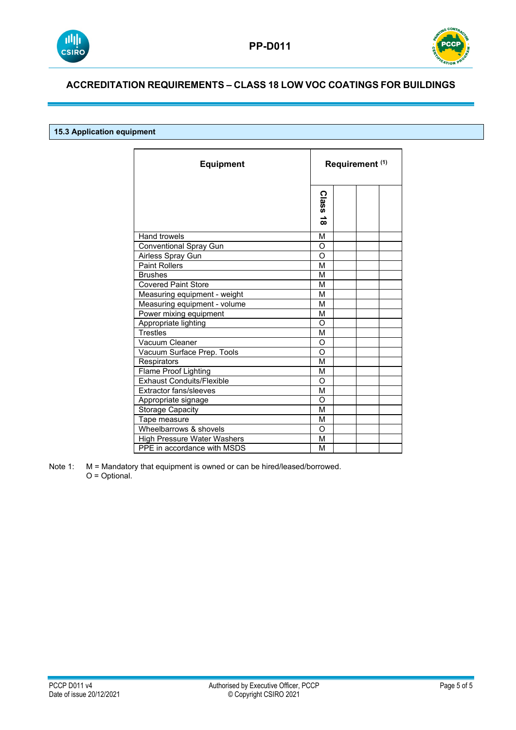## ACCREDITATION REQUIREMENTS – CLASS 18 LOW VOC COATINGS FOR BUILDINGS

### 15.3 Application equipment

| Equipment | Requirement [1] | | | |
|---|---|---|---|---|
| | Class 18 | | | |
| Hand trowels | M | | | |
| Conventional Spray Gun | O | | | |
| Airless Spray Gun | O | | | |
| Paint Rollers | M | | | |
| Brushes | M | | | |
| Covered Paint Store | M | | | |
| Measuring equipment - weight | M | | | |
| Measuring equipment - volume | M | | | |
| Power mixing equipment | M | | | |
| Appropriate lighting | O | | | |
| Trestles | M | | | |
| Vacuum Cleaner | O | | | |
| Vacuum Surface Prep. Tools | O | | | |
| Respirators | M | | | |
| Flame Proof Lighting | M | | | |
| Exhaust Conduits/Flexible | O | | | |
| Extractor fans/sleeves | M | | | |
| Appropriate signage | O | | | |
| Storage Capacity | M | | | |
| Tape measure | M | | | |
| Wheelbarrows & shovels | O | | | |
| High Pressure Water Washers | M | | | |
| PPE in accordance with MSDS | M | | | |

Note 1: M = Mandatory that equipment is owned or can be hired/leased/borrowed.
O = Optional.